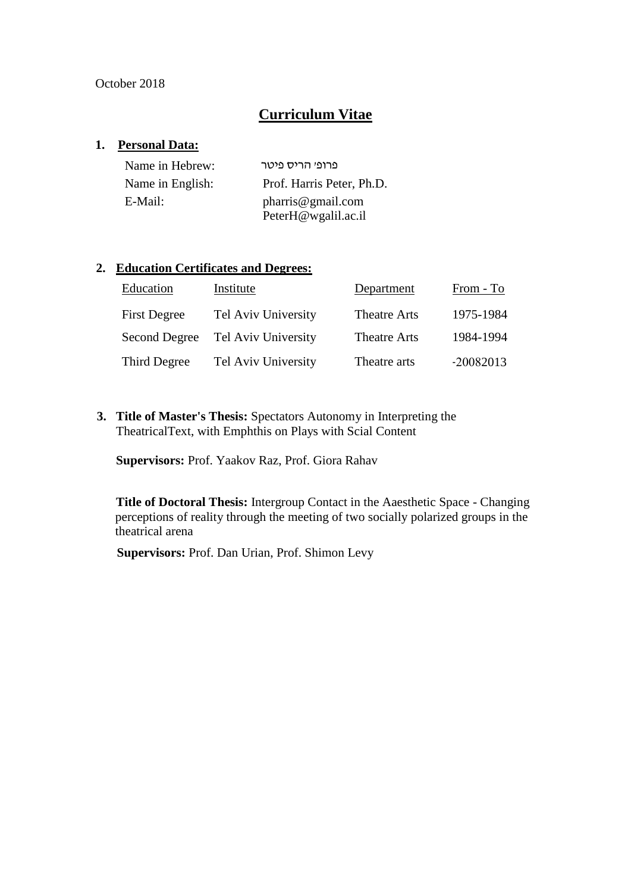October 2018

# Curriculum Vitae

## 1. Personal Data:

| | |
|---|---|
| Name in Hebrew: | פרופ׳ הריס פיטר |
| Name in English: | Prof. Harris Peter, Ph.D. |
| E-Mail: | pharris@gmail.com<br>PeterH@wgalil.ac.il |

## 2. Education Certificates and Degrees:

| Education | Institute | Department | From - To |
|---|---|---|---|
| First Degree | Tel Aviv University | Theatre Arts | 1975-1984 |
| Second Degree | Tel Aviv University | Theatre Arts | 1984-1994 |
| Third Degree | Tel Aviv University | Theatre arts | -20082013 |

## 3. **Title of Master's Thesis:** Spectators Autonomy in Interpreting the TheatricalText, with Emphthis on Plays with Scial Content

**Supervisors:** Prof. Yaakov Raz, Prof. Giora Rahav

**Title of Doctoral Thesis:** Intergroup Contact in the Aaesthetic Space - Changing perceptions of reality through the meeting of two socially polarized groups in the theatrical arena

**Supervisors:** Prof. Dan Urian, Prof. Shimon Levy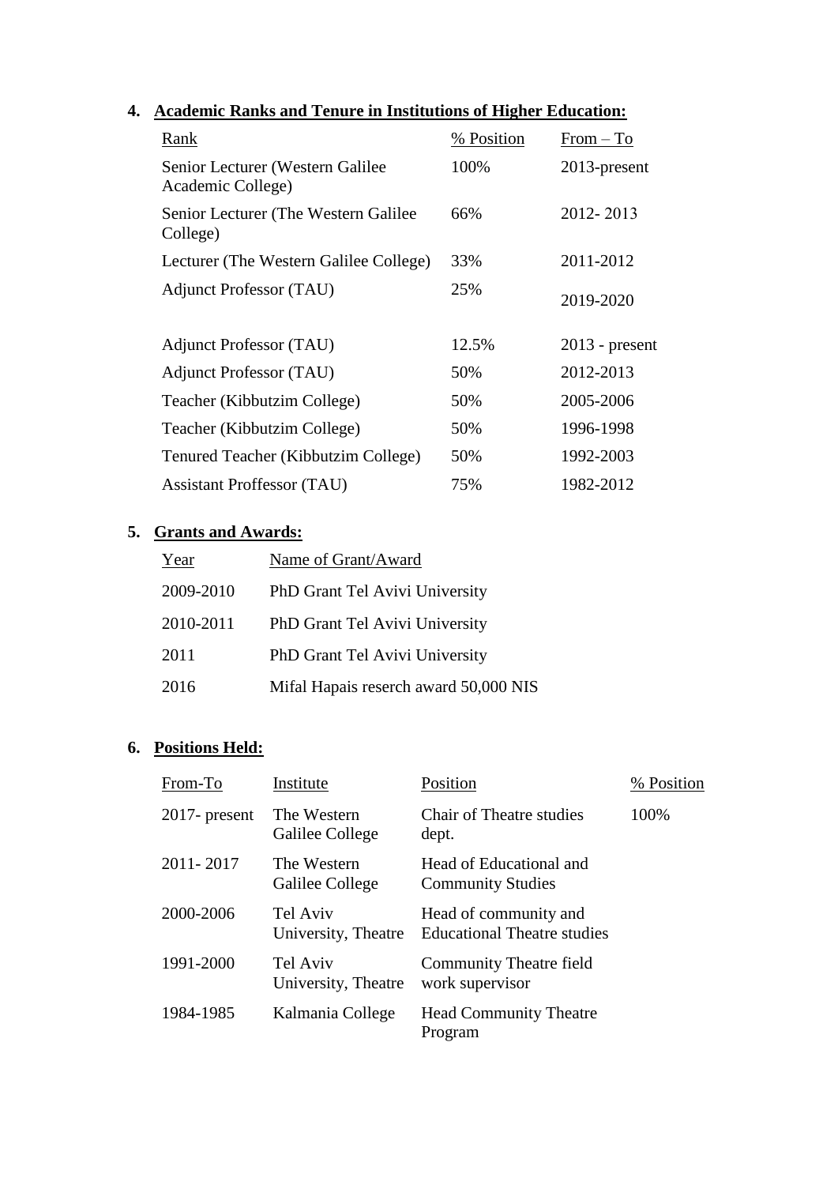## 4. Academic Ranks and Tenure in Institutions of Higher Education:

| Rank | % Position | From – To |
|---|---|---|
| Senior Lecturer (Western Galilee Academic College) | 100% | 2013-present |
| Senior Lecturer (The Western Galilee College) | 66% | 2012- 2013 |
| Lecturer (The Western Galilee College) | 33% | 2011-2012 |
| Adjunct Professor (TAU) | 25% | 2019-2020 |
| Adjunct Professor (TAU) | 12.5% | 2013 - present |
| Adjunct Professor (TAU) | 50% | 2012-2013 |
| Teacher (Kibbutzim College) | 50% | 2005-2006 |
| Teacher (Kibbutzim College) | 50% | 1996-1998 |
| Tenured Teacher (Kibbutzim College) | 50% | 1992-2003 |
| Assistant Proffessor (TAU) | 75% | 1982-2012 |

## 5. Grants and Awards:

| Year | Name of Grant/Award |
|---|---|
| 2009-2010 | PhD Grant Tel Avivi University |
| 2010-2011 | PhD Grant Tel Avivi University |
| 2011 | PhD Grant Tel Avivi University |
| 2016 | Mifal Hapais reserch award 50,000 NIS |

## 6. Positions Held:

| From-To | Institute | Position | % Position |
|---|---|---|---|
| 2017- present | The Western Galilee College | Chair of Theatre studies dept. | 100% |
| 2011- 2017 | The Western Galilee College | Head of Educational and Community Studies | |
| 2000-2006 | Tel Aviv University, Theatre | Head of community and Educational Theatre studies | |
| 1991-2000 | Tel Aviv University, Theatre | Community Theatre field work supervisor | |
| 1984-1985 | Kalmania College | Head Community Theatre Program | |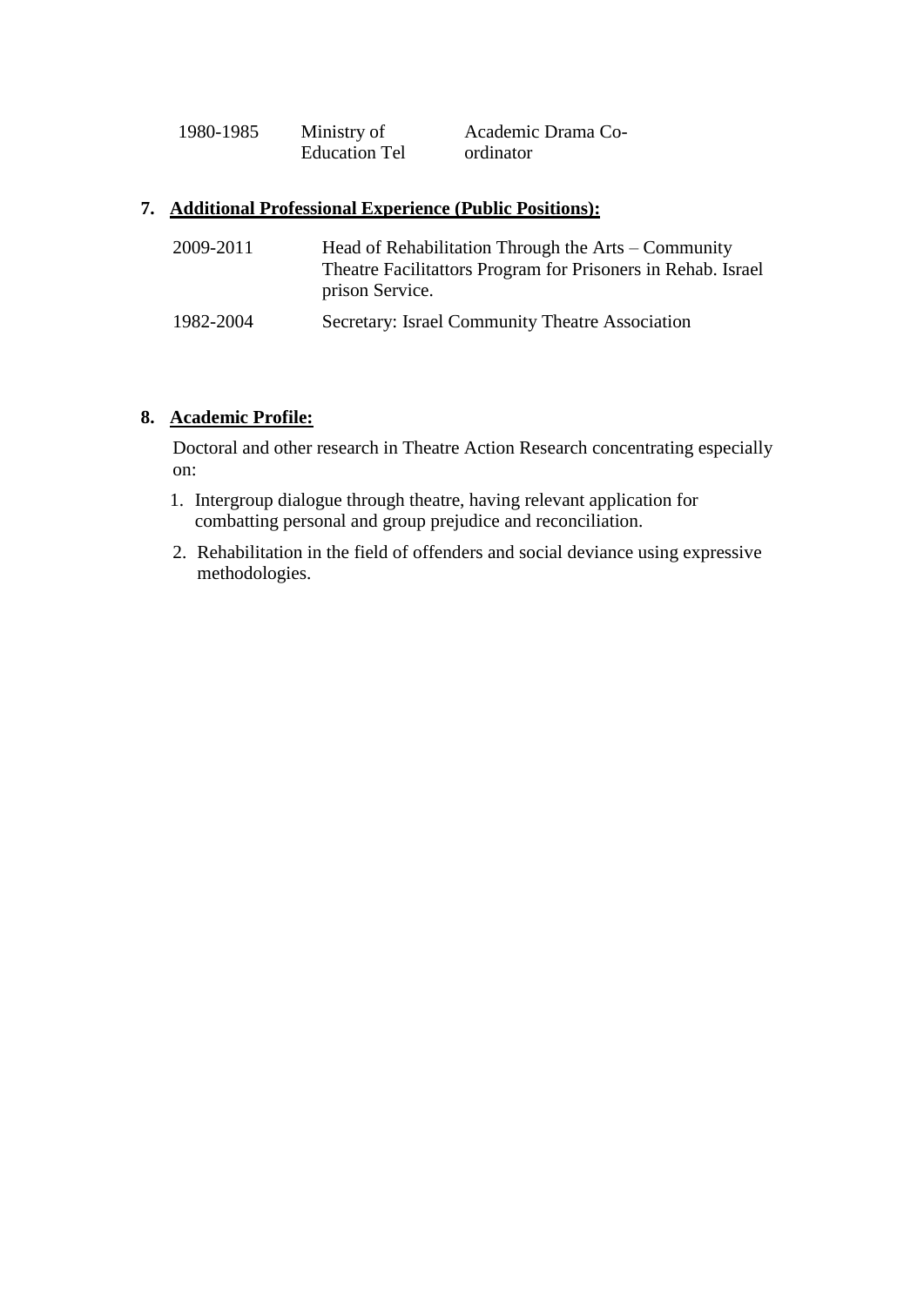| 1980-1985 | Ministry of Education Tel | Academic Drama Co-ordinator |
|---|---|---|

**7. Additional Professional Experience (Public Positions):**

| 2009-2011 | Head of Rehabilitation Through the Arts – Community Theatre Facilitattors Program for Prisoners in Rehab. Israel prison Service. |
|---|---|
| 1982-2004 | Secretary: Israel Community Theatre Association |

**8. Academic Profile:**

Doctoral and other research in Theatre Action Research concentrating especially on:

1. Intergroup dialogue through theatre, having relevant application for combatting personal and group prejudice and reconciliation.
2. Rehabilitation in the field of offenders and social deviance using expressive methodologies.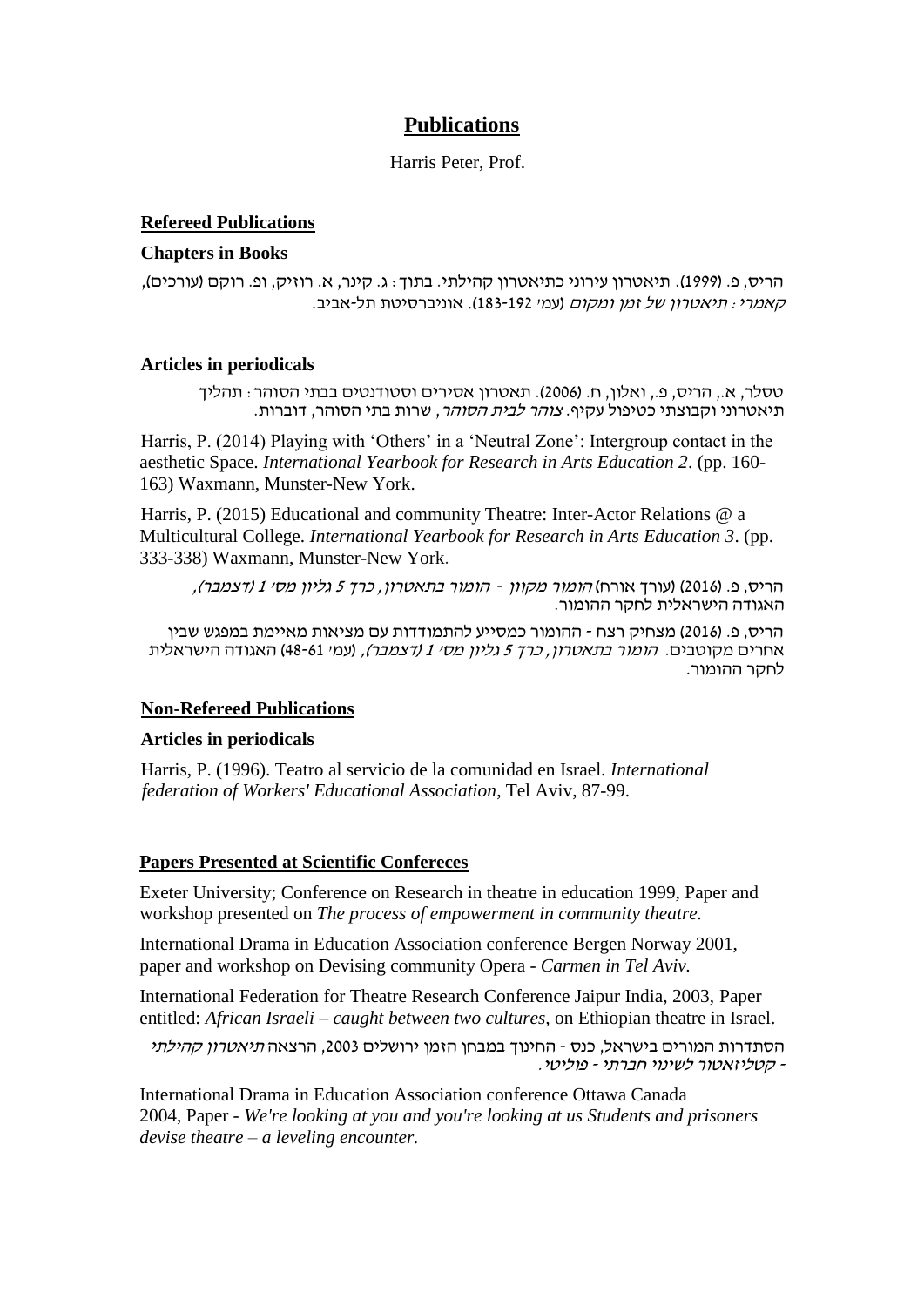# Publications

Harris Peter, Prof.

## Refereed Publications

### Chapters in Books

הריס, פ. (1999). תיאטרון עירוני כתיאטרון קהילתי. בתוך: ג. קינר, א. רוזיק, ופ. רוקם (עורכים), *קאמרי: תיאטרון של זמן ומקום* (עמ' 183-192). אוניברסיטת תל-אביב.

### Articles in periodicals

טסלר, א., הריס, פ., ואלון, ח. (2006). תאטרון אסירים וסטודנטים בבתי הסוהר: תהליך תיאטרוני וקבוצתי כטיפול עקיף. *צוהר לבית הסוהר*, שרות בתי הסוהר, דוברות.

Harris, P. (2014) Playing with 'Others' in a 'Neutral Zone': Intergroup contact in the aesthetic Space. *International Yearbook for Research in Arts Education 2*. (pp. 160-163) Waxmann, Munster-New York.

Harris, P. (2015) Educational and community Theatre: Inter-Actor Relations @ a Multicultural College. *International Yearbook for Research in Arts Education 3*. (pp. 333-338) Waxmann, Munster-New York.

הריס, פ. (2016) (עורך אורח) *הומור מקוון - הומור בתאטרון, כרך 5 גליון מס' 1 (דצמבר),* האגודה הישראלית לחקר ההומור.

הריס, פ. (2016) מצחיק רצח - ההומור כמסייע להתמודדות עם מציאות מאיימת במפגש שבין אחרים מקוטבים. *הומור בתאטרון, כרך 5 גליון מס' 1 (דצמבר),* (עמ' 48-61) האגודה הישראלית לחקר ההומור.

## Non-Refereed Publications

### Articles in periodicals

Harris, P. (1996). Teatro al servicio de la comunidad en Israel. *International federation of Workers' Educational Association*, Tel Aviv, 87-99.

## Papers Presented at Scientific Confereces

Exeter University; Conference on Research in theatre in education 1999, Paper and workshop presented on *The process of empowerment in community theatre.*

International Drama in Education Association conference Bergen Norway 2001, paper and workshop on Devising community Opera - *Carmen in Tel Aviv.*

International Federation for Theatre Research Conference Jaipur India, 2003, Paper entitled: *African Israeli – caught between two cultures,* on Ethiopian theatre in Israel.

הסתדרות המורים בישראל, כנס - החינוך במבחן הזמן ירושלים 2003, הרצאה *תיאטרון קהילתי - קטליזאטור לשינוי חברתי - פוליטי.*

International Drama in Education Association conference Ottawa Canada 2004, Paper - *We're looking at you and you're looking at us Students and prisoners devise theatre – a leveling encounter.*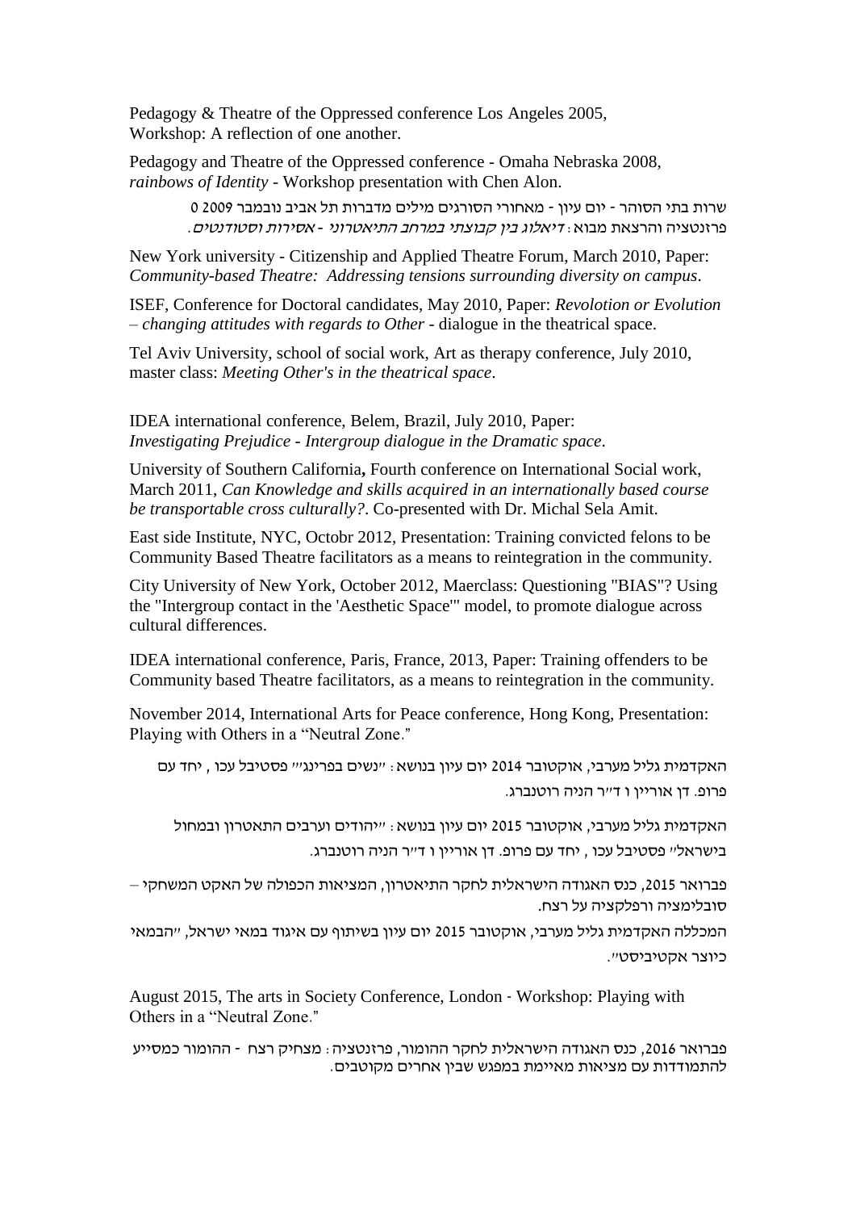Pedagogy & Theatre of the Oppressed conference Los Angeles 2005,
Workshop: A reflection of one another.

Pedagogy and Theatre of the Oppressed conference - Omaha Nebraska 2008,
*rainbows of Identity* - Workshop presentation with Chen Alon.

שרות בתי הסוהר - יום עיון - מאחורי הסורגים מילים מדברות תל אביב נובמבר 2009 0
פרזנטציה והרצאת מבוא: *דיאלוג בין קבוצתי במרחב התיאטרוני - אסירות וסטודנטים*.

New York university - Citizenship and Applied Theatre Forum, March 2010, Paper:
*Community-based Theatre: Addressing tensions surrounding diversity on campus*.

ISEF, Conference for Doctoral candidates, May 2010, Paper: *Revolotion or Evolution – changing attitudes with regards to Other* - dialogue in the theatrical space.

Tel Aviv University, school of social work, Art as therapy conference, July 2010,
master class: *Meeting Other's in the theatrical space*.

IDEA international conference, Belem, Brazil, July 2010, Paper:
*Investigating Prejudice - Intergroup dialogue in the Dramatic space*.

University of Southern California**,** Fourth conference on International Social work, March 2011, *Can Knowledge and skills acquired in an internationally based course be transportable cross culturally?*. Co-presented with Dr. Michal Sela Amit.

East side Institute, NYC, Octobr 2012, Presentation: Training convicted felons to be Community Based Theatre facilitators as a means to reintegration in the community.

City University of New York, October 2012, Maerclass: Questioning "BIAS"? Using the "Intergroup contact in the 'Aesthetic Space'" model, to promote dialogue across cultural differences.

IDEA international conference, Paris, France, 2013, Paper: Training offenders to be Community based Theatre facilitators, as a means to reintegration in the community.

November 2014, International Arts for Peace conference, Hong Kong, Presentation: Playing with Others in a "Neutral Zone."

האקדמית גליל מערבי, אוקטובר 2014 יום עיון בנושא: "נשים בפרינג'" פסטיבל עכו , יחד עם פרופ. דן אוריין ו ד"ר הניה רוטנברג.

האקדמית גליל מערבי, אוקטובר 2015 יום עיון בנושא: "יהודים וערבים התאטרון ובמחול בישראל" פסטיבל עכו , יחד עם פרופ. דן אוריין ו ד"ר הניה רוטנברג.

פברואר 2015, כנס האגודה הישראלית לחקר התיאטרון, המציאות הכפולה של האקט המשחקי – סובלימציה ורפלקציה על רצח.

המכללה האקדמית גליל מערבי, אוקטובר 2015 יום עיון בשיתוף עם איגוד במאי ישראל, "הבמאי כיוצר אקטיביסטי".

August 2015, The arts in Society Conference, London - Workshop: Playing with Others in a "Neutral Zone."

פברואר 2016, כנס האגודה הישראלית לחקר ההומור, פרזנטציה: מצחיק רצח - ההומור כמסייע להתמודדות עם מציאות מאיימת במפגש שבין אחרים מקוטבים.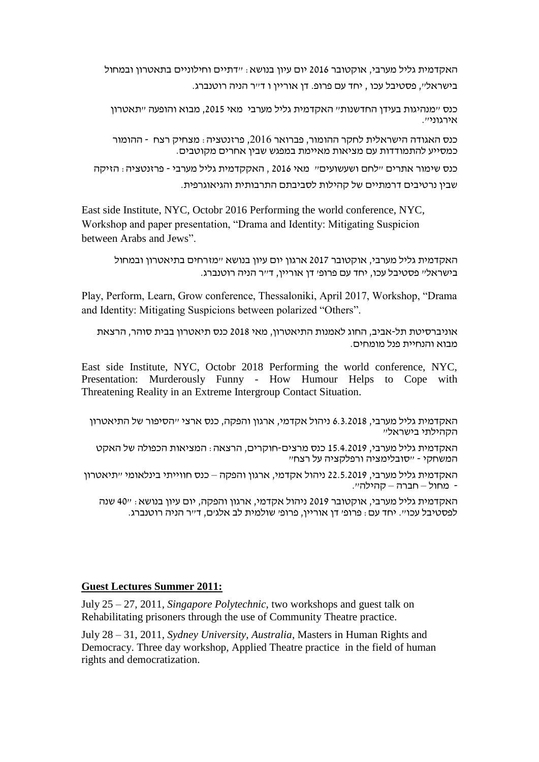האקדמית גליל מערבי, אוקטובר 2016 יום עיון בנושא: "דתיים וחילוניים בתאטרון ובמחול בישראל", פסטיבל עכו, יחד עם פרופ. דן אוריין ו ד"ר הניה רוטנברג.

כנס "מנהיגות בעידן החדשנות" האקדמית גליל מערבי מאי 2015, מבוא והופעה "תאטרון אירגוני".

כנס האגודה הישראלית לחקר ההומור, פברואר 2016, פרזנטציה: מצחיק רצח - ההומור כמסייע להתמודדות עם מציאות מאיימת במפגש שבין אחרים מקוטבים.

כנס שימור אתרים "לחם ושעשועים" מאי 2016, האקקדמית גליל מערבי - פרזנטציה: הזיקה שבין נרטיבים דרמתיים של קהילות לסביבתם התרבותית והגיאוגרפית.

East side Institute, NYC, Octobr 2016 Performing the world conference, NYC, Workshop and paper presentation, "Drama and Identity: Mitigating Suspicion between Arabs and Jews".

האקדמית גליל מערבי, אוקטובר 2017 ארגון יום עיון בנושא "מזרחים בתיאטרון ובמחול בישראל" פסטיבל עכו, יחד עם פרופ' דן אוריין, ד"ר הניה רוטנברג.

Play, Perform, Learn, Grow conference, Thessaloniki, April 2017, Workshop, "Drama and Identity: Mitigating Suspicions between polarized "Others".

אוניברסיטת תל-אביב, החוג לאמנות התיאטרון, מאי 2018 כנס תיאטרון בבית סוהר, הרצאת מבוא והנחיית פנל מומחים.

East side Institute, NYC, Octobr 2018 Performing the world conference, NYC, Presentation: Murderously Funny - How Humour Helps to Cope with Threatening Reality in an Extreme Intergroup Contact Situation.

האקדמית גליל מערבי, 6.3.2018 ניהול אקדמי, ארגון והפקה, כנס ארצי "הסיפור של התיאטרון הקהילתי בישראל"

האקדמית גליל מערבי, 15.4.2019 כנס מרצים-חוקרים, הרצאה: המציאות הכפולה של האקט המשחקי - "סובלימציה ורפלקציה על רצח"

האקדמית גליל מערבי, 22.5.2019 ניהול אקדמי, ארגון והפקה – כנס חווייתי בינלאומי "תיאטרון - מחול – חברה – קהילה".

האקדמית גליל מערבי, אוקטובר 2019 ניהול אקדמי, ארגון והפקה, יום עיון בנושא: "40 שנה לפסטיבל עכו". יחד עם: פרופ' דן אוריין, פרופ' שולמית לב אלג'ם, ד"ר הניה רוטנברג.

## **Guest Lectures Summer 2011:**

July 25 – 27, 2011, *Singapore Polytechnic*, two workshops and guest talk on Rehabilitating prisoners through the use of Community Theatre practice.

July 28 – 31, 2011, *Sydney University, Australia*, Masters in Human Rights and Democracy. Three day workshop, Applied Theatre practice in the field of human rights and democratization.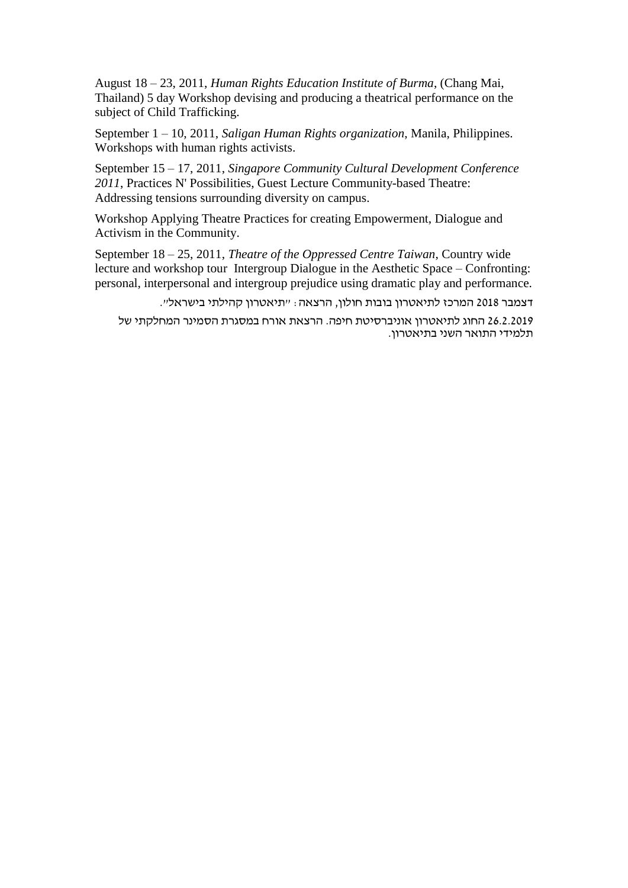August 18 – 23, 2011, *Human Rights Education Institute of Burma*, (Chang Mai, Thailand) 5 day Workshop devising and producing a theatrical performance on the subject of Child Trafficking.

September 1 – 10, 2011, *Saligan Human Rights organization*, Manila, Philippines. Workshops with human rights activists.

September 15 – 17, 2011, *Singapore Community Cultural Development Conference 2011*, Practices N' Possibilities, Guest Lecture Community-based Theatre: Addressing tensions surrounding diversity on campus.

Workshop Applying Theatre Practices for creating Empowerment, Dialogue and Activism in the Community.

September 18 – 25, 2011, *Theatre of the Oppressed Centre Taiwan*, Country wide lecture and workshop tour Intergroup Dialogue in the Aesthetic Space – Confronting: personal, interpersonal and intergroup prejudice using dramatic play and performance.

דצמבר 2018 המרכז לתיאטרון בובות חולון, הרצאה: "תיאטרון קהילתי בישראל".

26.2.2019 החוג לתיאטרון אוניברסיטת חיפה. הרצאת אורח במסגרת הסמינר המחלקתי של תלמידי התואר השני בתיאטרון.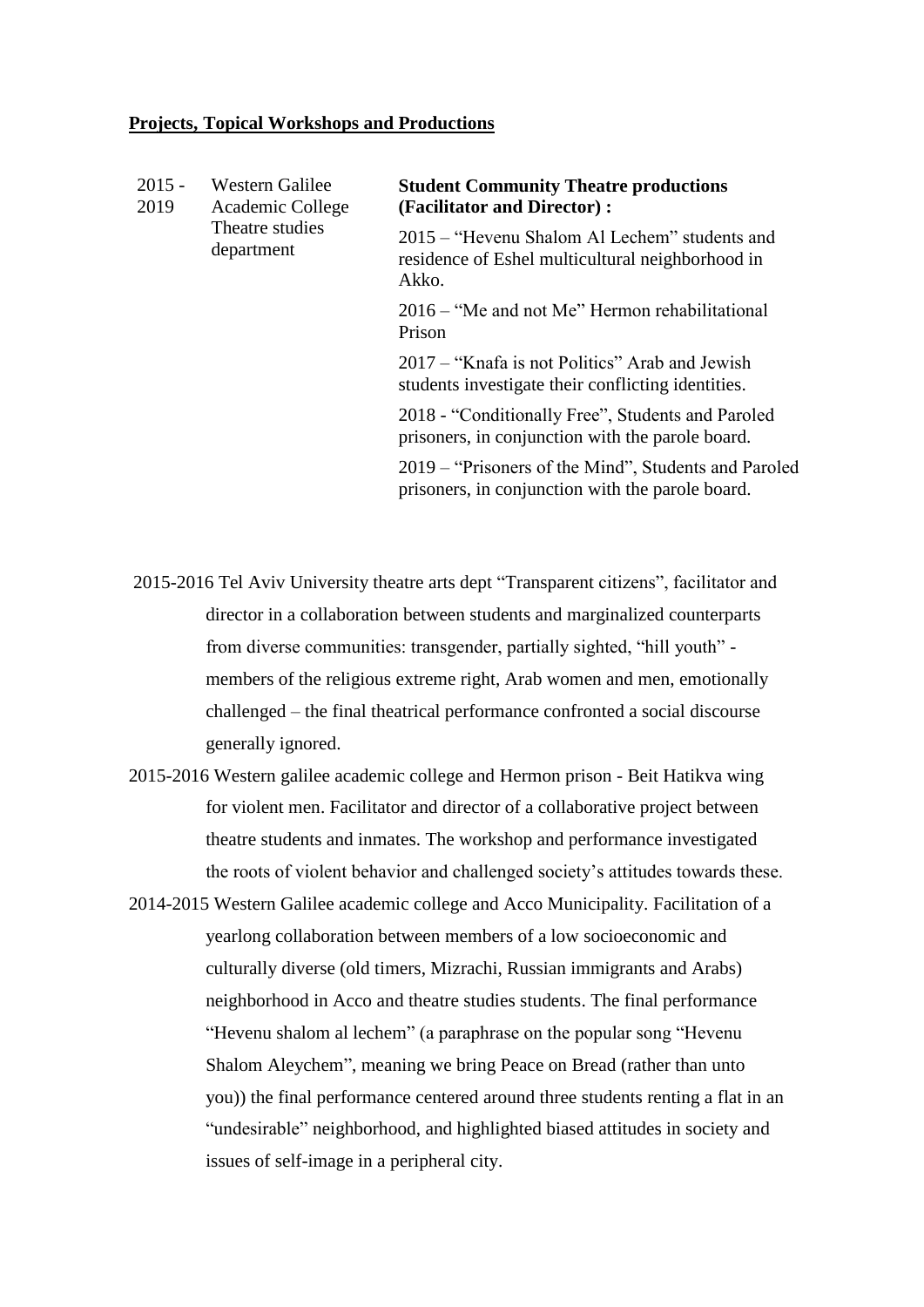**Projects, Topical Workshops and Productions**

| | | |
|---|---|---|
| 2015 - 2019 | Western Galilee Academic College Theatre studies department | **Student Community Theatre productions (Facilitator and Director) :**<br>2015 – "Hevenu Shalom Al Lechem" students and residence of Eshel multicultural neighborhood in Akko.<br>2016 – "Me and not Me" Hermon rehabilitational Prison<br>2017 – "Knafa is not Politics" Arab and Jewish students investigate their conflicting identities.<br>2018 - "Conditionally Free", Students and Paroled prisoners, in conjunction with the parole board.<br>2019 – "Prisoners of the Mind", Students and Paroled prisoners, in conjunction with the parole board. |

2015-2016 Tel Aviv University theatre arts dept "Transparent citizens", facilitator and director in a collaboration between students and marginalized counterparts from diverse communities: transgender, partially sighted, "hill youth" - members of the religious extreme right, Arab women and men, emotionally challenged – the final theatrical performance confronted a social discourse generally ignored.

2015-2016 Western galilee academic college and Hermon prison - Beit Hatikva wing for violent men. Facilitator and director of a collaborative project between theatre students and inmates. The workshop and performance investigated the roots of violent behavior and challenged society's attitudes towards these.

2014-2015 Western Galilee academic college and Acco Municipality. Facilitation of a yearlong collaboration between members of a low socioeconomic and culturally diverse (old timers, Mizrachi, Russian immigrants and Arabs) neighborhood in Acco and theatre studies students. The final performance "Hevenu shalom al lechem" (a paraphrase on the popular song "Hevenu Shalom Aleychem", meaning we bring Peace on Bread (rather than unto you)) the final performance centered around three students renting a flat in an "undesirable" neighborhood, and highlighted biased attitudes in society and issues of self-image in a peripheral city.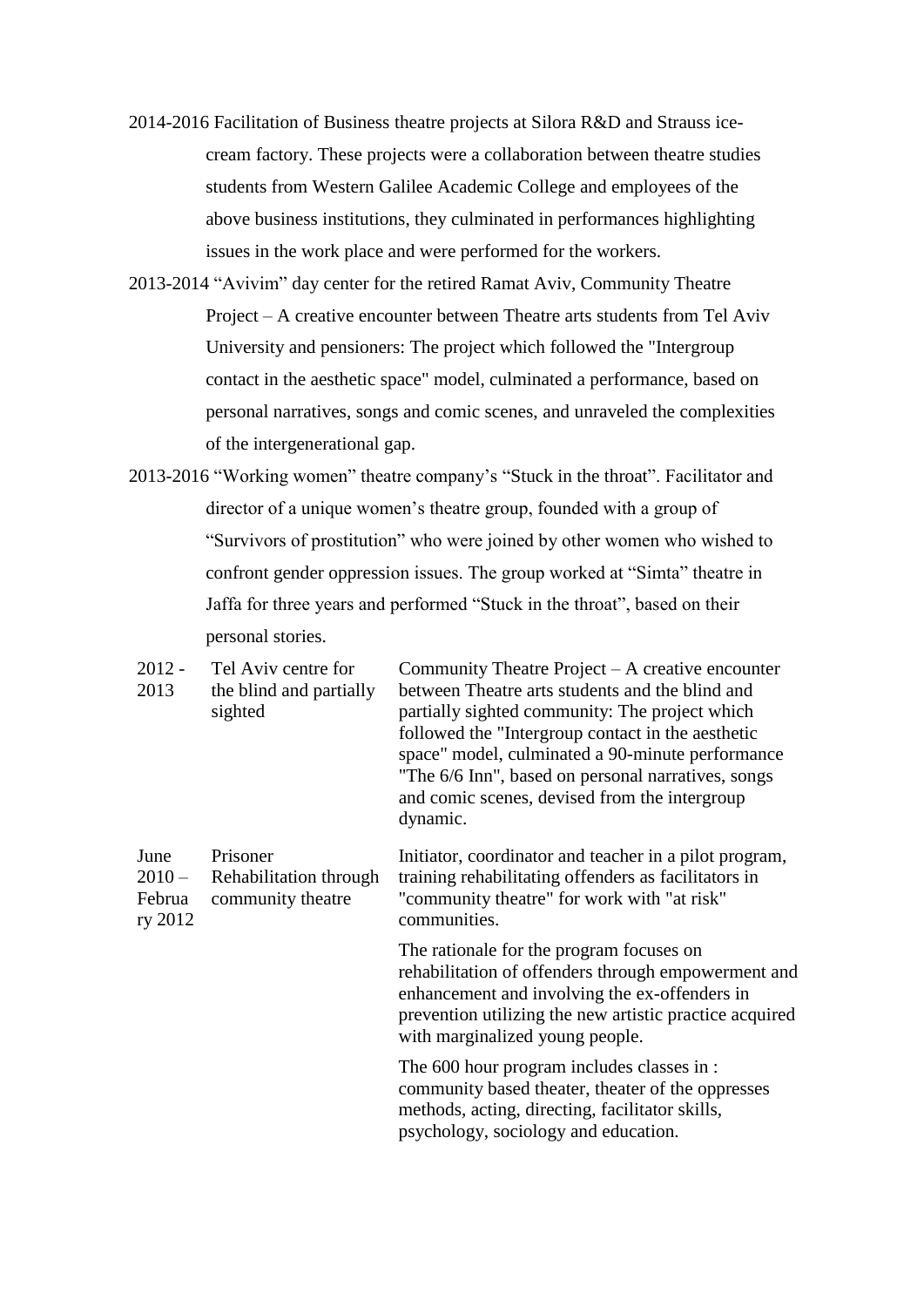2014-2016 Facilitation of Business theatre projects at Silora R&D and Strauss ice-cream factory. These projects were a collaboration between theatre studies students from Western Galilee Academic College and employees of the above business institutions, they culminated in performances highlighting issues in the work place and were performed for the workers.

2013-2014 "Avivim" day center for the retired Ramat Aviv, Community Theatre Project – A creative encounter between Theatre arts students from Tel Aviv University and pensioners: The project which followed the "Intergroup contact in the aesthetic space" model, culminated a performance, based on personal narratives, songs and comic scenes, and unraveled the complexities of the intergenerational gap.

2013-2016 "Working women" theatre company's "Stuck in the throat". Facilitator and director of a unique women's theatre group, founded with a group of "Survivors of prostitution" who were joined by other women who wished to confront gender oppression issues. The group worked at "Simta" theatre in Jaffa for three years and performed "Stuck in the throat", based on their personal stories.

| | | |
|---|---|---|
| 2012 - 2013 | Tel Aviv centre for the blind and partially sighted | Community Theatre Project – A creative encounter between Theatre arts students and the blind and partially sighted community: The project which followed the "Intergroup contact in the aesthetic space" model, culminated a 90-minute performance "The 6/6 Inn", based on personal narratives, songs and comic scenes, devised from the intergroup dynamic. |
| June 2010 – February 2012 | Prisoner Rehabilitation through community theatre | Initiator, coordinator and teacher in a pilot program, training rehabilitating offenders as facilitators in "community theatre" for work with "at risk" communities. |
| | | The rationale for the program focuses on rehabilitation of offenders through empowerment and enhancement and involving the ex-offenders in prevention utilizing the new artistic practice acquired with marginalized young people. |
| | | The 600 hour program includes classes in : community based theater, theater of the oppresses methods, acting, directing, facilitator skills, psychology, sociology and education. |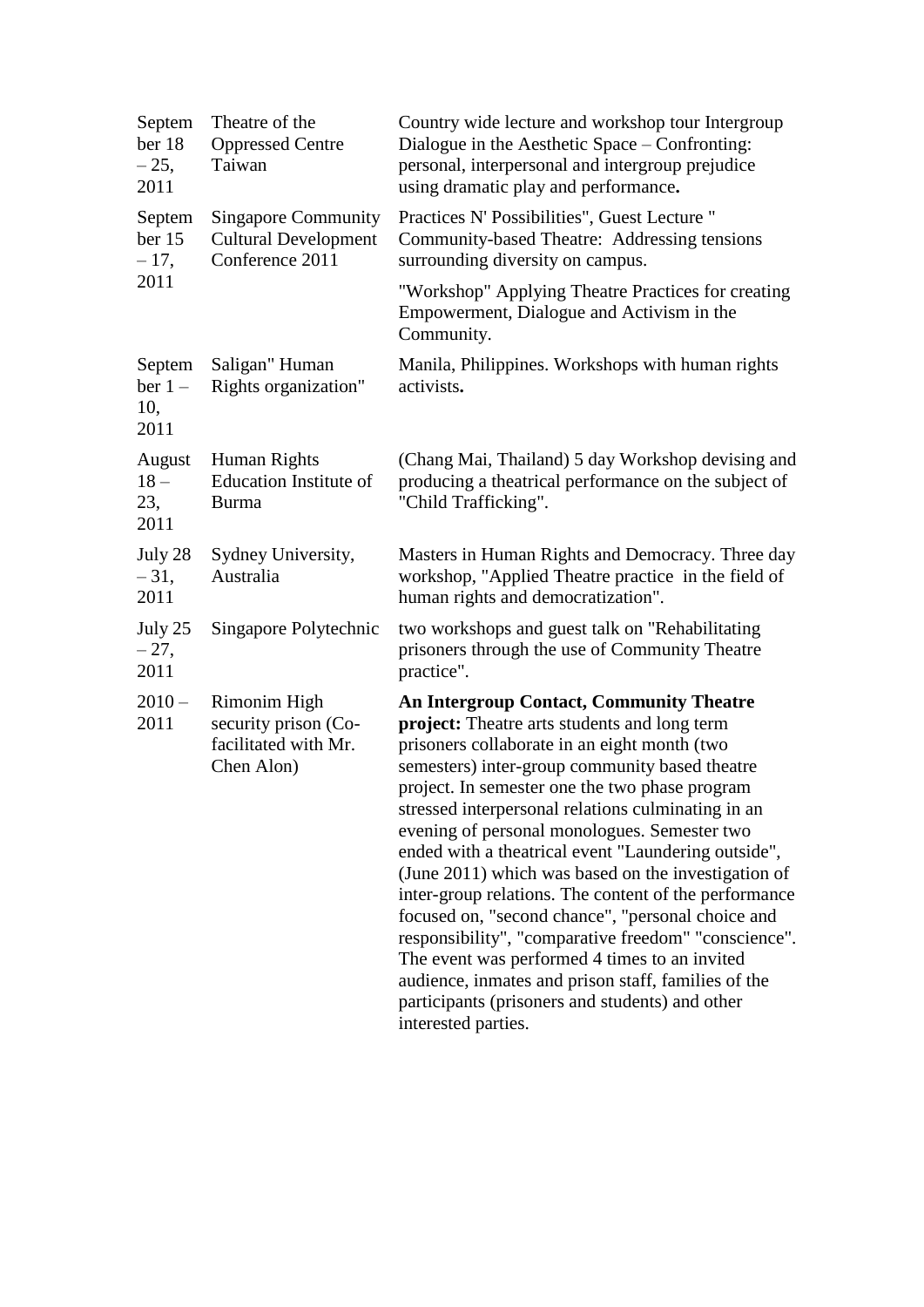| | | |
|---|---|---|
| September 18 – 25, 2011 | Theatre of the Oppressed Centre Taiwan | Country wide lecture and workshop tour Intergroup Dialogue in the Aesthetic Space – Confronting: personal, interpersonal and intergroup prejudice using dramatic play and performance**.** |
| September 15 – 17, 2011 | Singapore Community Cultural Development Conference 2011 | Practices N' Possibilities", Guest Lecture " Community-based Theatre: Addressing tensions surrounding diversity on campus.<br><br>"Workshop" Applying Theatre Practices for creating Empowerment, Dialogue and Activism in the Community. |
| September 1 – 10, 2011 | Saligan" Human Rights organization" | Manila, Philippines. Workshops with human rights activists**.** |
| August 18 – 23, 2011 | Human Rights Education Institute of Burma | (Chang Mai, Thailand) 5 day Workshop devising and producing a theatrical performance on the subject of "Child Trafficking". |
| July 28 – 31, 2011 | Sydney University, Australia | Masters in Human Rights and Democracy. Three day workshop, "Applied Theatre practice in the field of human rights and democratization". |
| July 25 – 27, 2011 | Singapore Polytechnic | two workshops and guest talk on "Rehabilitating prisoners through the use of Community Theatre practice". |
| 2010 – 2011 | Rimonim High security prison (Co-facilitated with Mr. Chen Alon) | **An Intergroup Contact, Community Theatre project:** Theatre arts students and long term prisoners collaborate in an eight month (two semesters) inter-group community based theatre project. In semester one the two phase program stressed interpersonal relations culminating in an evening of personal monologues. Semester two ended with a theatrical event "Laundering outside", (June 2011) which was based on the investigation of inter-group relations. The content of the performance focused on, "second chance", "personal choice and responsibility", "comparative freedom" "conscience". The event was performed 4 times to an invited audience, inmates and prison staff, families of the participants (prisoners and students) and other interested parties. |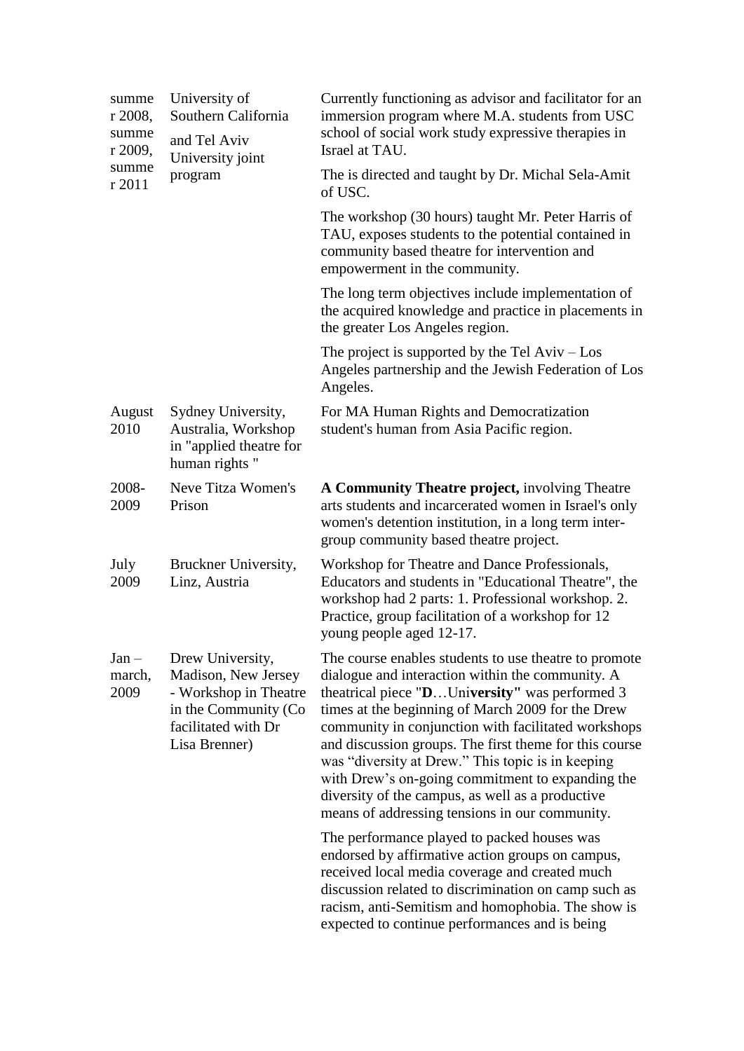| | | |
|---|---|---|
| summer 2008, summer 2009, summer 2011 | University of Southern California and Tel Aviv University joint program | Currently functioning as advisor and facilitator for an immersion program where M.A. students from USC school of social work study expressive therapies in Israel at TAU.<br><br>The is directed and taught by Dr. Michal Sela-Amit of USC.<br><br>The workshop (30 hours) taught Mr. Peter Harris of TAU, exposes students to the potential contained in community based theatre for intervention and empowerment in the community.<br><br>The long term objectives include implementation of the acquired knowledge and practice in placements in the greater Los Angeles region.<br><br>The project is supported by the Tel Aviv – Los Angeles partnership and the Jewish Federation of Los Angeles. |
| August 2010 | Sydney University, Australia, Workshop in "applied theatre for human rights " | For MA Human Rights and Democratization student's human from Asia Pacific region. |
| 2008-2009 | Neve Titza Women's Prison | **A Community Theatre project,** involving Theatre arts students and incarcerated women in Israel's only women's detention institution, in a long term inter-group community based theatre project. |
| July 2009 | Bruckner University, Linz, Austria | Workshop for Theatre and Dance Professionals, Educators and students in "Educational Theatre", the workshop had 2 parts: 1. Professional workshop. 2. Practice, group facilitation of a workshop for 12 young people aged 12-17. |
| Jan – march, 2009 | Drew University, Madison, New Jersey - Workshop in Theatre in the Community (Co facilitated with Dr Lisa Brenner) | The course enables students to use theatre to promote dialogue and interaction within the community. A theatrical piece "**D**…Uni**versity"** was performed 3 times at the beginning of March 2009 for the Drew community in conjunction with facilitated workshops and discussion groups. The first theme for this course was "diversity at Drew." This topic is in keeping with Drew's on-going commitment to expanding the diversity of the campus, as well as a productive means of addressing tensions in our community.<br><br>The performance played to packed houses was endorsed by affirmative action groups on campus, received local media coverage and created much discussion related to discrimination on camp such as racism, anti-Semitism and homophobia. The show is expected to continue performances and is being |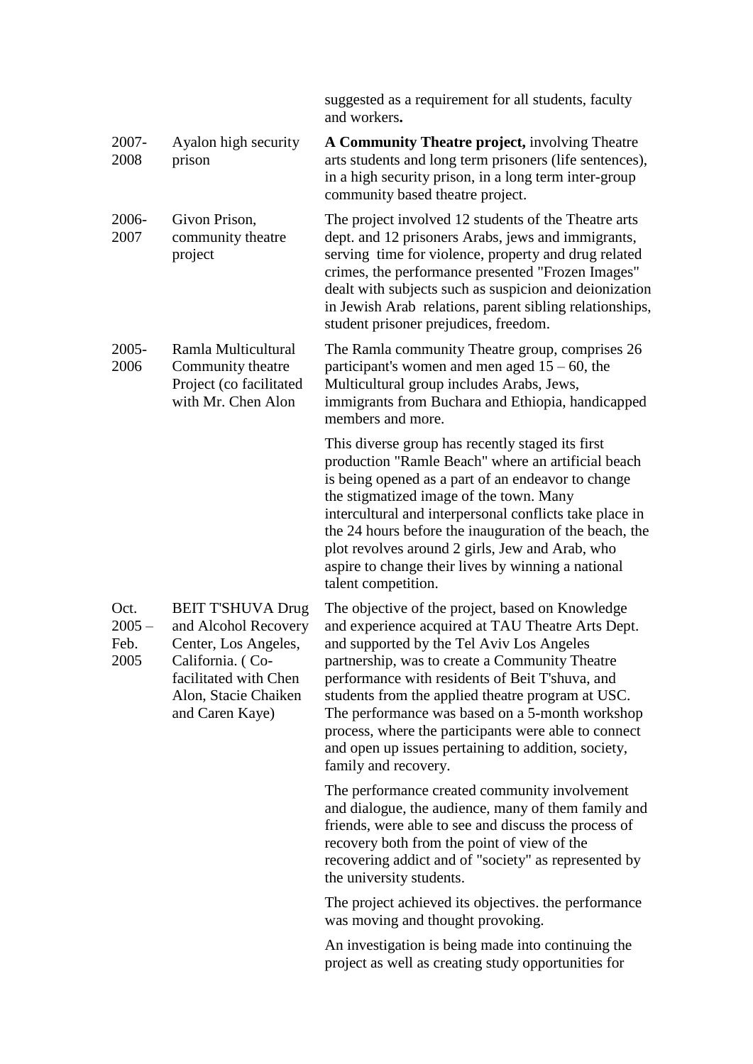| | | |
|---|---|---|
| | | suggested as a requirement for all students, faculty and workers**.** |
| 2007-2008 | Ayalon high security prison | **A Community Theatre project,** involving Theatre arts students and long term prisoners (life sentences), in a high security prison, in a long term inter-group community based theatre project. |
| 2006-2007 | Givon Prison, community theatre project | The project involved 12 students of the Theatre arts dept. and 12 prisoners Arabs, jews and immigrants, serving time for violence, property and drug related crimes, the performance presented "Frozen Images" dealt with subjects such as suspicion and deionization in Jewish Arab relations, parent sibling relationships, student prisoner prejudices, freedom. |
| 2005-2006 | Ramla Multicultural Community theatre Project (co facilitated with Mr. Chen Alon | The Ramla community Theatre group, comprises 26 participant's women and men aged 15 – 60, the Multicultural group includes Arabs, Jews, immigrants from Buchara and Ethiopia, handicapped members and more.<br><br>This diverse group has recently staged its first production "Ramle Beach" where an artificial beach is being opened as a part of an endeavor to change the stigmatized image of the town. Many intercultural and interpersonal conflicts take place in the 24 hours before the inauguration of the beach, the plot revolves around 2 girls, Jew and Arab, who aspire to change their lives by winning a national talent competition. |
| Oct. 2005 – Feb. 2005 | BEIT T'SHUVA Drug and Alcohol Recovery Center, Los Angeles, California. ( Co-facilitated with Chen Alon, Stacie Chaiken and Caren Kaye) | The objective of the project, based on Knowledge and experience acquired at TAU Theatre Arts Dept. and supported by the Tel Aviv Los Angeles partnership, was to create a Community Theatre performance with residents of Beit T'shuva, and students from the applied theatre program at USC. The performance was based on a 5-month workshop process, where the participants were able to connect and open up issues pertaining to addition, society, family and recovery.<br><br>The performance created community involvement and dialogue, the audience, many of them family and friends, were able to see and discuss the process of recovery both from the point of view of the recovering addict and of "society" as represented by the university students.<br><br>The project achieved its objectives. the performance was moving and thought provoking.<br><br>An investigation is being made into continuing the project as well as creating study opportunities for |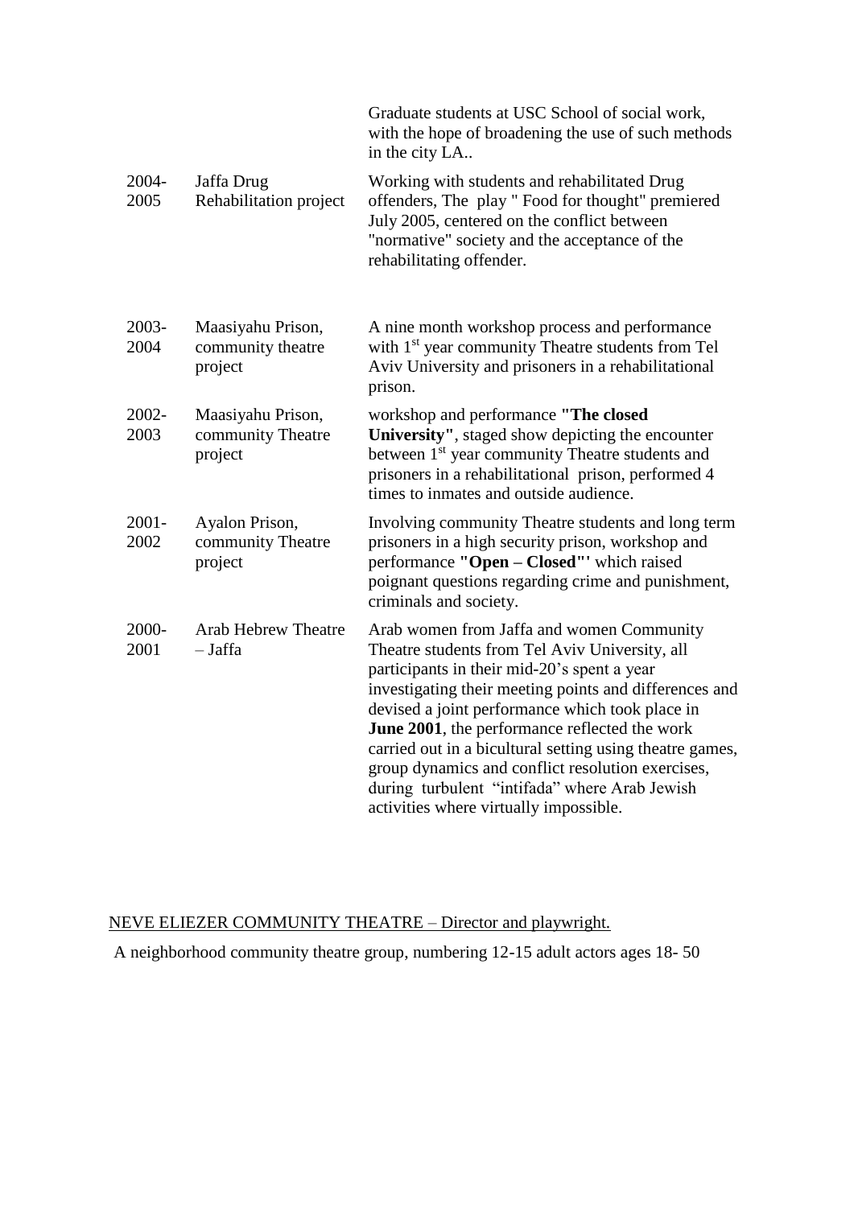| | | |
|---|---|---|
| | | Graduate students at USC School of social work, with the hope of broadening the use of such methods in the city LA.. |
| 2004-2005 | Jaffa Drug Rehabilitation project | Working with students and rehabilitated Drug offenders, The play " Food for thought" premiered July 2005, centered on the conflict between "normative" society and the acceptance of the rehabilitating offender. |
| 2003-2004 | Maasiyahu Prison, community theatre project | A nine month workshop process and performance with 1st year community Theatre students from Tel Aviv University and prisoners in a rehabilitational prison. |
| 2002-2003 | Maasiyahu Prison, community Theatre project | workshop and performance **"The closed University"**, staged show depicting the encounter between 1st year community Theatre students and prisoners in a rehabilitational prison, performed 4 times to inmates and outside audience. |
| 2001-2002 | Ayalon Prison, community Theatre project | Involving community Theatre students and long term prisoners in a high security prison, workshop and performance **"Open – Closed"'** which raised poignant questions regarding crime and punishment, criminals and society. |
| 2000-2001 | Arab Hebrew Theatre – Jaffa | Arab women from Jaffa and women Community Theatre students from Tel Aviv University, all participants in their mid-20's spent a year investigating their meeting points and differences and devised a joint performance which took place in **June 2001**, the performance reflected the work carried out in a bicultural setting using theatre games, group dynamics and conflict resolution exercises, during turbulent "intifada" where Arab Jewish activities where virtually impossible. |

NEVE ELIEZER COMMUNITY THEATRE – Director and playwright.

A neighborhood community theatre group, numbering 12-15 adult actors ages 18- 50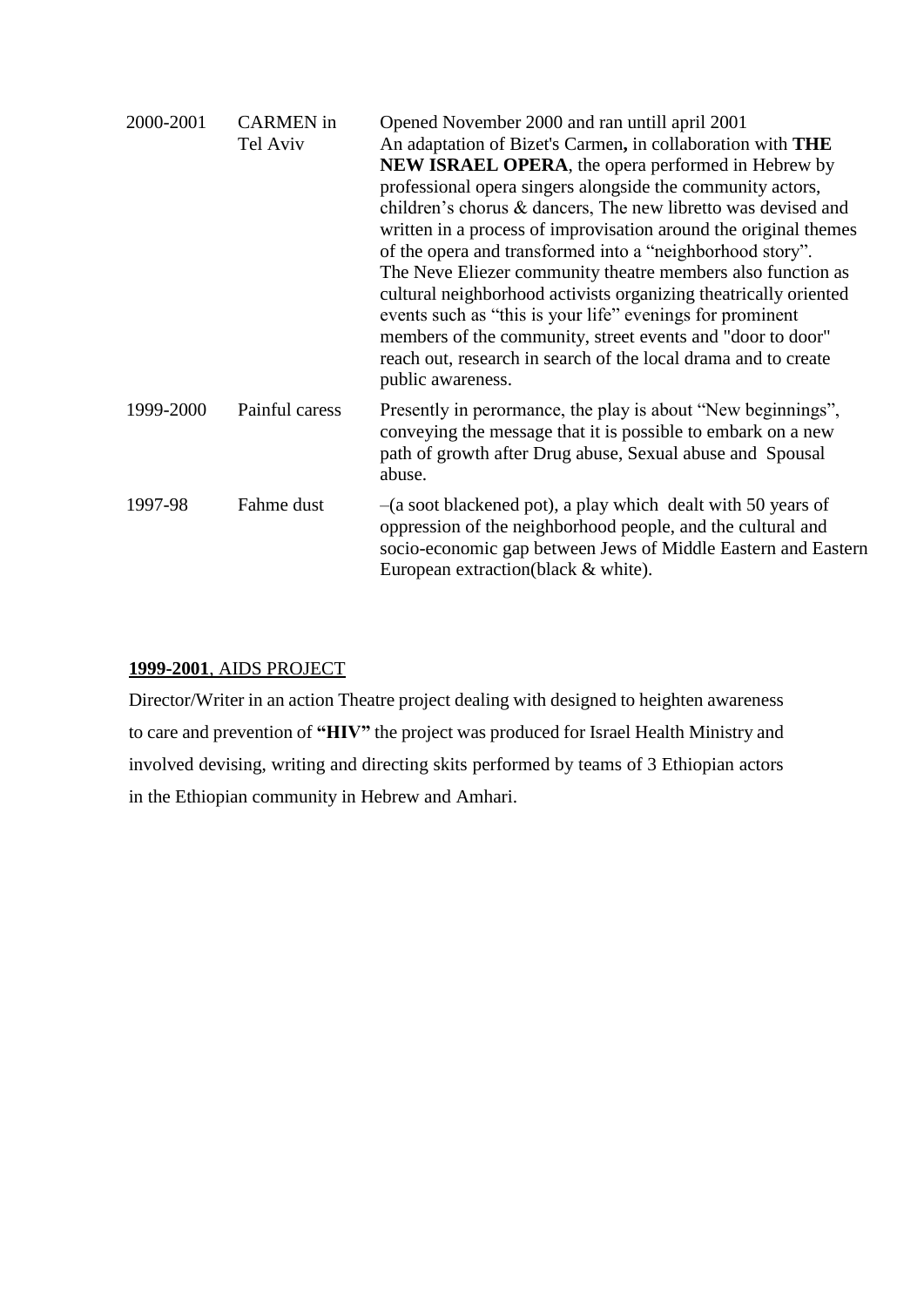| | | |
|---|---|---|
| 2000-2001 | CARMEN in Tel Aviv | Opened November 2000 and ran untill april 2001<br>An adaptation of Bizet's Carmen**,** in collaboration with **THE NEW ISRAEL OPERA**, the opera performed in Hebrew by professional opera singers alongside the community actors, children's chorus & dancers, The new libretto was devised and written in a process of improvisation around the original themes of the opera and transformed into a "neighborhood story".<br>The Neve Eliezer community theatre members also function as cultural neighborhood activists organizing theatrically oriented events such as "this is your life" evenings for prominent members of the community, street events and "door to door" reach out, research in search of the local drama and to create public awareness. |
| 1999-2000 | Painful caress | Presently in perormance, the play is about "New beginnings", conveying the message that it is possible to embark on a new path of growth after Drug abuse, Sexual abuse and Spousal abuse. |
| 1997-98 | Fahme dust | –(a soot blackened pot), a play which dealt with 50 years of oppression of the neighborhood people, and the cultural and socio-economic gap between Jews of Middle Eastern and Eastern European extraction(black & white). |

**1999-2001**, AIDS PROJECT

Director/Writer in an action Theatre project dealing with designed to heighten awareness to care and prevention of **"HIV"** the project was produced for Israel Health Ministry and involved devising, writing and directing skits performed by teams of 3 Ethiopian actors in the Ethiopian community in Hebrew and Amhari.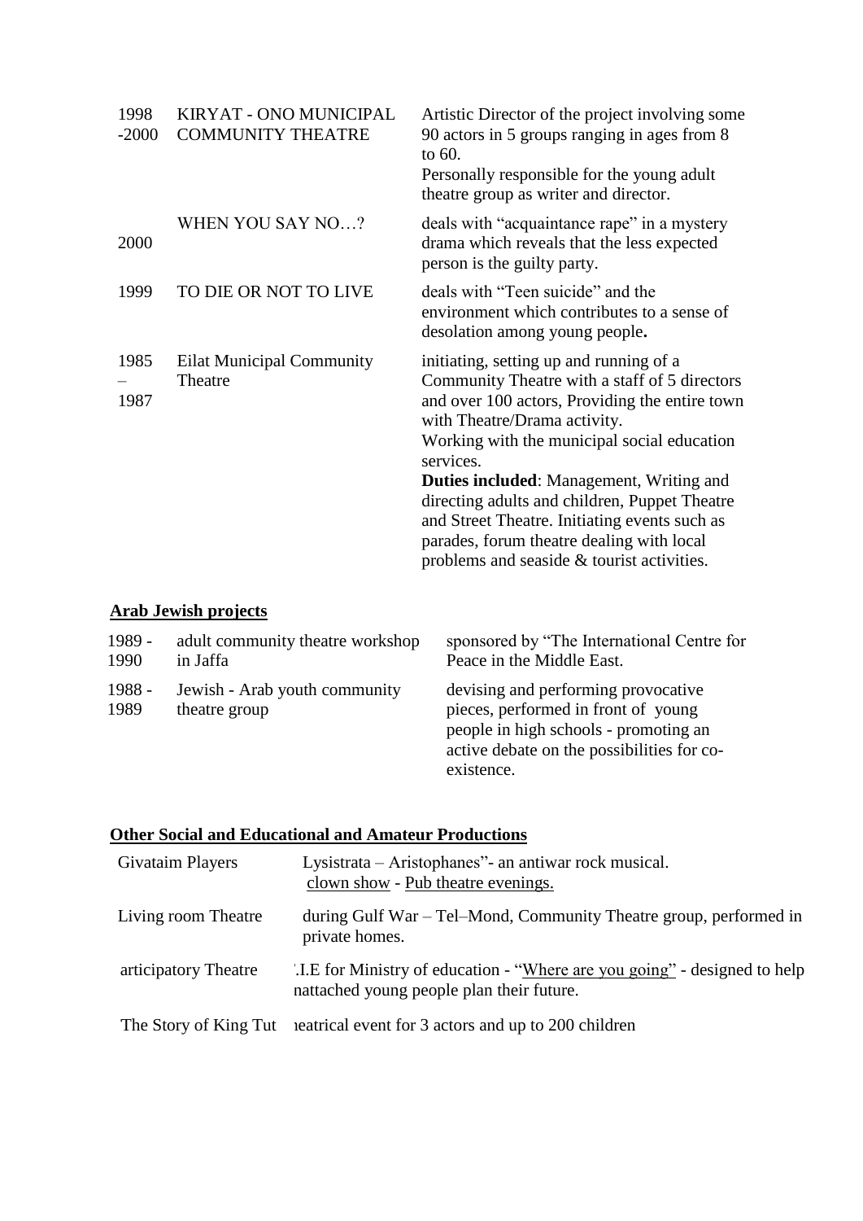| | | |
|---|---|---|
| 1998 -2000 | KIRYAT - ONO MUNICIPAL COMMUNITY THEATRE | Artistic Director of the project involving some 90 actors in 5 groups ranging in ages from 8 to 60. Personally responsible for the young adult theatre group as writer and director. |
| 2000 | WHEN YOU SAY NO…? | deals with "acquaintance rape" in a mystery drama which reveals that the less expected person is the guilty party. |
| 1999 | TO DIE OR NOT TO LIVE | deals with "Teen suicide" and the environment which contributes to a sense of desolation among young people**.** |
| 1985 – 1987 | Eilat Municipal Community Theatre | initiating, setting up and running of a Community Theatre with a staff of 5 directors and over 100 actors, Providing the entire town with Theatre/Drama activity. Working with the municipal social education services. **Duties included**: Management, Writing and directing adults and children, Puppet Theatre and Street Theatre. Initiating events such as parades, forum theatre dealing with local problems and seaside & tourist activities. |

**Arab Jewish projects**

| | | |
|---|---|---|
| 1989 - 1990 | adult community theatre workshop in Jaffa | sponsored by "The International Centre for Peace in the Middle East. |
| 1988 - 1989 | Jewish - Arab youth community theatre group | devising and performing provocative pieces, performed in front of young people in high schools - promoting an active debate on the possibilities for co-existence. |

**Other Social and Educational and Amateur Productions**

| | |
|---|---|
| Givataim Players | Lysistrata – Aristophanes"- an antiwar rock musical. clown show - Pub theatre evenings. |
| Living room Theatre | during Gulf War – Tel–Mond, Community Theatre group, performed in private homes. |
| articipatory Theatre | '.I.E for Ministry of education - "Where are you going" - designed to help nattached young people plan their future. |
| The Story of King Tut | ıeatrical event for 3 actors and up to 200 children |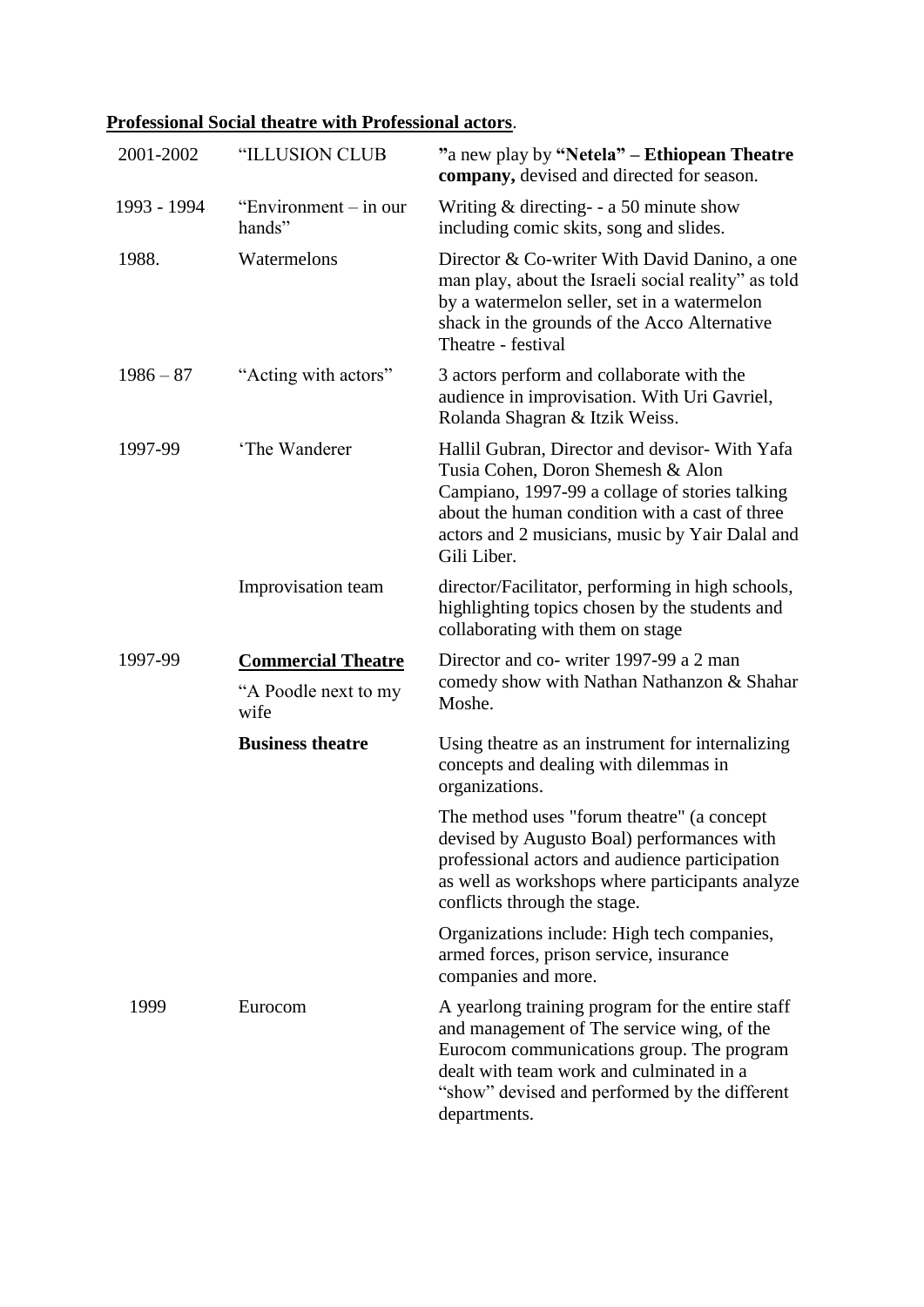**Professional Social theatre with Professional actors**.

| | | |
|---|---|---|
| 2001-2002 | "ILLUSION CLUB | **"**a new play by **"Netela" – Ethiopean Theatre company,** devised and directed for season. |
| 1993 - 1994 | "Environment – in our hands" | Writing & directing- - a 50 minute show including comic skits, song and slides. |
| 1988. | Watermelons | Director & Co-writer With David Danino, a one man play, about the Israeli social reality" as told by a watermelon seller, set in a watermelon shack in the grounds of the Acco Alternative Theatre - festival |
| 1986 – 87 | "Acting with actors" | 3 actors perform and collaborate with the audience in improvisation. With Uri Gavriel, Rolanda Shagran & Itzik Weiss. |
| 1997-99 | 'The Wanderer | Hallil Gubran, Director and devisor- With Yafa Tusia Cohen, Doron Shemesh & Alon Campiano, 1997-99 a collage of stories talking about the human condition with a cast of three actors and 2 musicians, music by Yair Dalal and Gili Liber. |
| | Improvisation team | director/Facilitator, performing in high schools, highlighting topics chosen by the students and collaborating with them on stage |
| 1997-99 | **Commercial Theatre**<br>"A Poodle next to my wife | Director and co- writer 1997-99 a 2 man comedy show with Nathan Nathanzon & Shahar Moshe. |
| | **Business theatre** | Using theatre as an instrument for internalizing concepts and dealing with dilemmas in organizations.<br><br>The method uses "forum theatre" (a concept devised by Augusto Boal) performances with professional actors and audience participation as well as workshops where participants analyze conflicts through the stage.<br><br>Organizations include: High tech companies, armed forces, prison service, insurance companies and more. |
| 1999 | Eurocom | A yearlong training program for the entire staff and management of The service wing, of the Eurocom communications group. The program dealt with team work and culminated in a "show" devised and performed by the different departments. |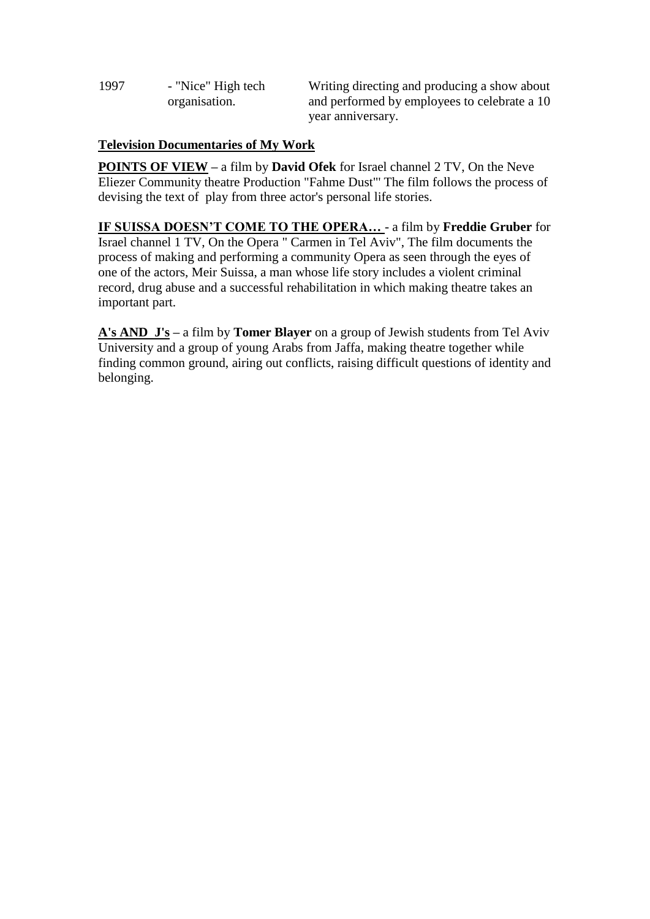| | | |
|---|---|---|
| 1997 | - "Nice" High tech organisation. | Writing directing and producing a show about and performed by employees to celebrate a 10 year anniversary. |

**Television Documentaries of My Work**

**POINTS OF VIEW** – a film by **David Ofek** for Israel channel 2 TV, On the Neve Eliezer Community theatre Production "Fahme Dust"' The film follows the process of devising the text of play from three actor's personal life stories.

**IF SUISSA DOESN'T COME TO THE OPERA…** - a film by **Freddie Gruber** for Israel channel 1 TV, On the Opera " Carmen in Tel Aviv", The film documents the process of making and performing a community Opera as seen through the eyes of one of the actors, Meir Suissa, a man whose life story includes a violent criminal record, drug abuse and a successful rehabilitation in which making theatre takes an important part.

**A's AND J's** – a film by **Tomer Blayer** on a group of Jewish students from Tel Aviv University and a group of young Arabs from Jaffa, making theatre together while finding common ground, airing out conflicts, raising difficult questions of identity and belonging.